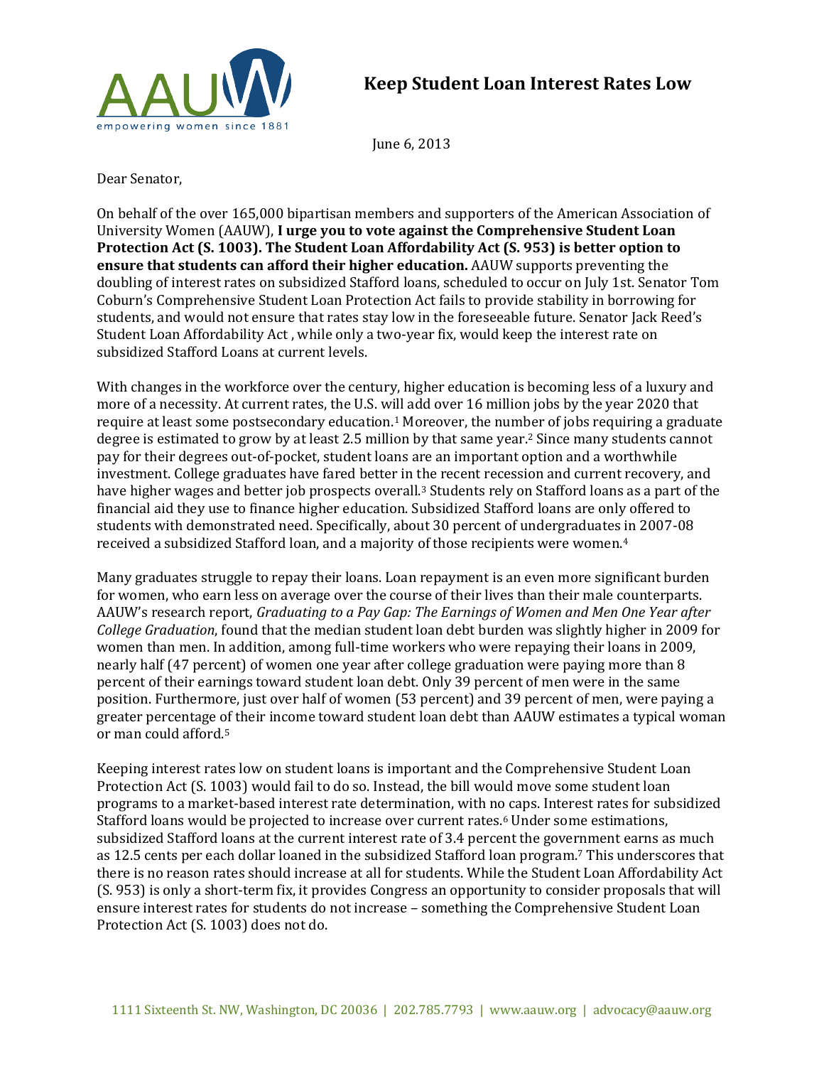# Keep Student Loan Interest Rates Low

June 6, 2013

Dear Senator,

On behalf of the over 165,000 bipartisan members and supporters of the American Association of University Women (AAUW), **I urge you to vote against the Comprehensive Student Loan Protection Act (S. 1003). The Student Loan Affordability Act (S. 953) is better option to ensure that students can afford their higher education.** AAUW supports preventing the doubling of interest rates on subsidized Stafford loans, scheduled to occur on July 1st. Senator Tom Coburn's Comprehensive Student Loan Protection Act fails to provide stability in borrowing for students, and would not ensure that rates stay low in the foreseeable future. Senator Jack Reed's Student Loan Affordability Act , while only a two-year fix, would keep the interest rate on subsidized Stafford Loans at current levels.

With changes in the workforce over the century, higher education is becoming less of a luxury and more of a necessity. At current rates, the U.S. will add over 16 million jobs by the year 2020 that require at least some postsecondary education.[1] Moreover, the number of jobs requiring a graduate degree is estimated to grow by at least 2.5 million by that same year.[2] Since many students cannot pay for their degrees out-of-pocket, student loans are an important option and a worthwhile investment. College graduates have fared better in the recent recession and current recovery, and have higher wages and better job prospects overall.[3] Students rely on Stafford loans as a part of the financial aid they use to finance higher education. Subsidized Stafford loans are only offered to students with demonstrated need. Specifically, about 30 percent of undergraduates in 2007-08 received a subsidized Stafford loan, and a majority of those recipients were women.[4]

Many graduates struggle to repay their loans. Loan repayment is an even more significant burden for women, who earn less on average over the course of their lives than their male counterparts. AAUW's research report, *Graduating to a Pay Gap: The Earnings of Women and Men One Year after College Graduation*, found that the median student loan debt burden was slightly higher in 2009 for women than men. In addition, among full-time workers who were repaying their loans in 2009, nearly half (47 percent) of women one year after college graduation were paying more than 8 percent of their earnings toward student loan debt. Only 39 percent of men were in the same position. Furthermore, just over half of women (53 percent) and 39 percent of men, were paying a greater percentage of their income toward student loan debt than AAUW estimates a typical woman or man could afford.[5]

Keeping interest rates low on student loans is important and the Comprehensive Student Loan Protection Act (S. 1003) would fail to do so. Instead, the bill would move some student loan programs to a market-based interest rate determination, with no caps. Interest rates for subsidized Stafford loans would be projected to increase over current rates.[6] Under some estimations, subsidized Stafford loans at the current interest rate of 3.4 percent the government earns as much as 12.5 cents per each dollar loaned in the subsidized Stafford loan program.[7] This underscores that there is no reason rates should increase at all for students. While the Student Loan Affordability Act (S. 953) is only a short-term fix, it provides Congress an opportunity to consider proposals that will ensure interest rates for students do not increase – something the Comprehensive Student Loan Protection Act (S. 1003) does not do.

1111 Sixteenth St. NW, Washington, DC 20036 | 202.785.7793 | www.aauw.org | advocacy@aauw.org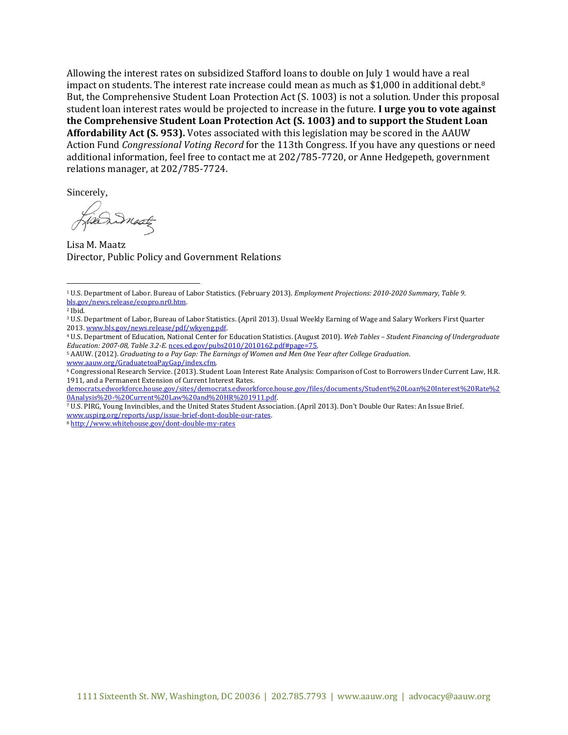Allowing the interest rates on subsidized Stafford loans to double on July 1 would have a real impact on students. The interest rate increase could mean as much as $1,000 in additional debt.[8] But, the Comprehensive Student Loan Protection Act (S. 1003) is not a solution. Under this proposal student loan interest rates would be projected to increase in the future. **I urge you to vote against the Comprehensive Student Loan Protection Act (S. 1003) and to support the Student Loan Affordability Act (S. 953).** Votes associated with this legislation may be scored in the AAUW Action Fund *Congressional Voting Record* for the 113th Congress. If you have any questions or need additional information, feel free to contact me at 202/785-7720, or Anne Hedgepeth, government relations manager, at 202/785-7724.

Sincerely,

Lisa M. Maatz
Director, Public Policy and Government Relations

---

[1] U.S. Department of Labor. Bureau of Labor Statistics. (February 2013). *Employment Projections: 2010-2020 Summary, Table 9*. bls.gov/news.release/ecopro.nr0.htm.

[2] Ibid.

[3] U.S. Department of Labor, Bureau of Labor Statistics. (April 2013). Usual Weekly Earning of Wage and Salary Workers First Quarter 2013. www.bls.gov/news.release/pdf/wkyeng.pdf.

[4] U.S. Department of Education, National Center for Education Statistics. (August 2010). *Web Tables – Student Financing of Undergraduate Education: 2007-08, Table 3.2-E.* nces.ed.gov/pubs2010/2010162.pdf#page=75.

[5] AAUW. (2012). *Graduating to a Pay Gap: The Earnings of Women and Men One Year after College Graduation*. www.aauw.org/GraduatetoaPayGap/index.cfm.

[6] Congressional Research Service. (2013). Student Loan Interest Rate Analysis: Comparison of Cost to Borrowers Under Current Law, H.R. 1911, and a Permanent Extension of Current Interest Rates. democrats.edworkforce.house.gov/sites/democrats.edworkforce.house.gov/files/documents/Student%20Loan%20Interest%20Rate%20Analysis%20-%20Current%20Law%20and%20HR%201911.pdf.

[7] U.S. PIRG, Young Invincibles, and the United States Student Association. (April 2013). Don't Double Our Rates: An Issue Brief. www.uspirg.org/reports/usp/issue-brief-dont-double-our-rates.

[8] http://www.whitehouse.gov/dont-double-my-rates